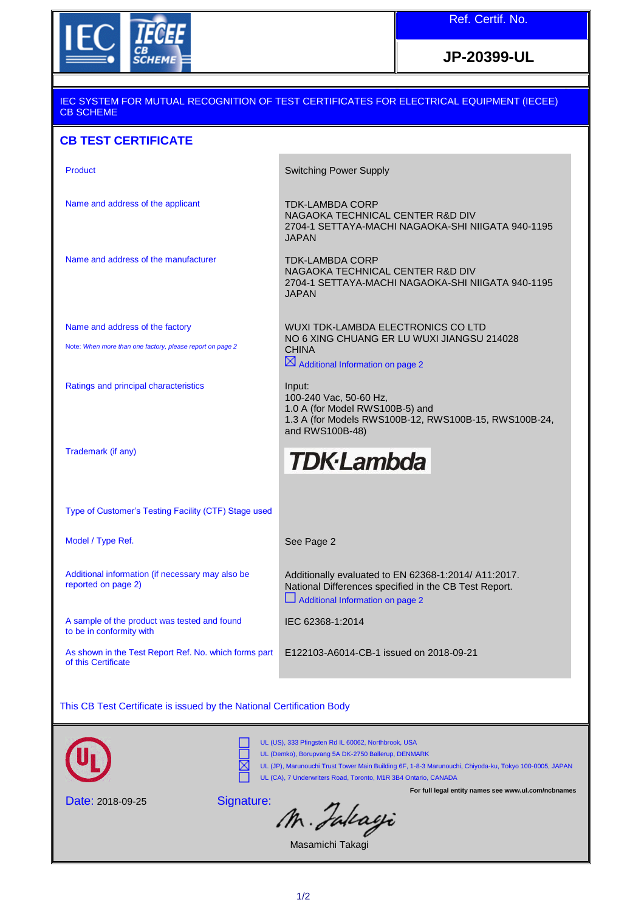IEC IECEE CB SCHEME

| Ref. Certif. No. |
|---|
| **JP-20399-UL** |

IEC SYSTEM FOR MUTUAL RECOGNITION OF TEST CERTIFICATES FOR ELECTRICAL EQUIPMENT (IECEE) CB SCHEME

## CB TEST CERTIFICATE

| | |
|---|---|
| Product | Switching Power Supply |
| Name and address of the applicant | TDK-LAMBDA CORP<br>NAGAOKA TECHNICAL CENTER R&D DIV<br>2704-1 SETTAYA-MACHI NAGAOKA-SHI NIIGATA 940-1195<br>JAPAN |
| Name and address of the manufacturer | TDK-LAMBDA CORP<br>NAGAOKA TECHNICAL CENTER R&D DIV<br>2704-1 SETTAYA-MACHI NAGAOKA-SHI NIIGATA 940-1195<br>JAPAN |
| Name and address of the factory<br>Note: *When more than one factory, please report on page 2* | WUXI TDK-LAMBDA ELECTRONICS CO LTD<br>NO 6 XING CHUANG ER LU WUXI JIANGSU 214028<br>CHINA<br>☒ Additional Information on page 2 |
| Ratings and principal characteristics | Input:<br>100-240 Vac, 50-60 Hz,<br>1.0 A (for Model RWS100B-5) and<br>1.3 A (for Models RWS100B-12, RWS100B-15, RWS100B-24, and RWS100B-48) |
| Trademark (if any) | TDK·Lambda |
| Type of Customer's Testing Facility (CTF) Stage used | |
| Model / Type Ref. | See Page 2 |
| Additional information (if necessary may also be reported on page 2) | Additionally evaluated to EN 62368-1:2014/ A11:2017.<br>National Differences specified in the CB Test Report.<br>☐ Additional Information on page 2 |
| A sample of the product was tested and found to be in conformity with | IEC 62368-1:2014 |
| As shown in the Test Report Ref. No. which forms part of this Certificate | E122103-A6014-CB-1 issued on 2018-09-21 |

This CB Test Certificate is issued by the National Certification Body

☐ UL (US), 333 Pfingsten Rd IL 60062, Northbrook, USA
☐ UL (Demko), Borupvang 5A DK-2750 Ballerup, DENMARK
☒ UL (JP), Marunouchi Trust Tower Main Building 6F, 1-8-3 Marunouchi, Chiyoda-ku, Tokyo 100-0005, JAPAN
☐ UL (CA), 7 Underwriters Road, Toronto, M1R 3B4 Ontario, CANADA

**For full legal entity names see www.ul.com/ncbnames**

Date: 2018-09-25

Signature: M. Takagi

Masamichi Takagi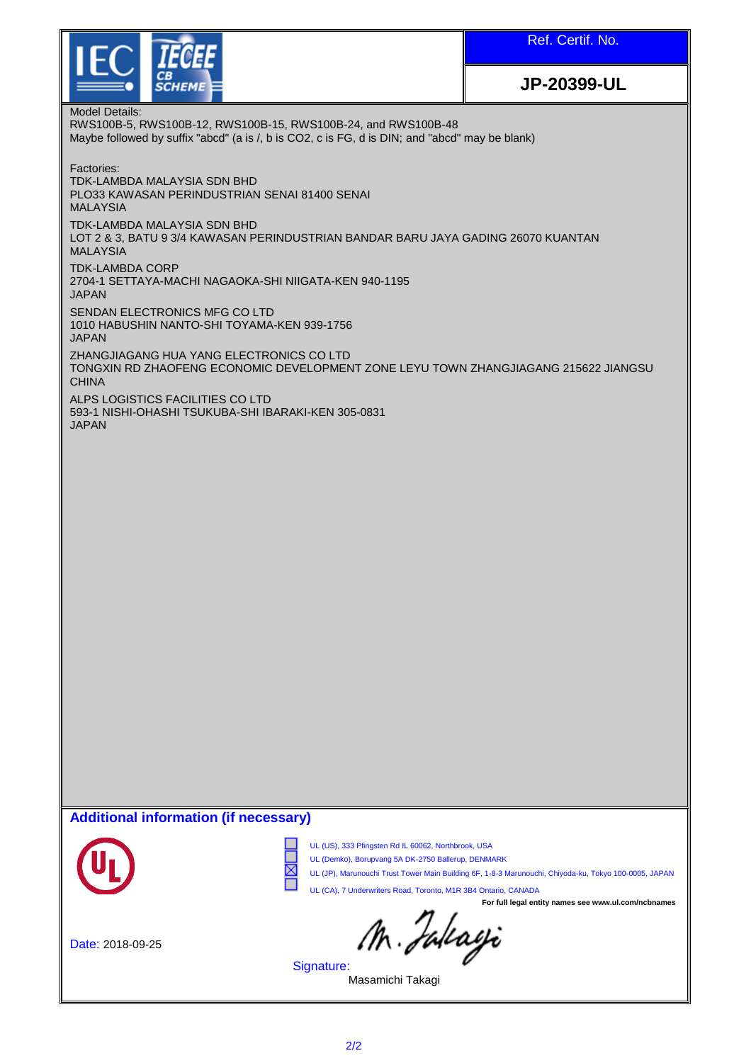Ref. Certif. No.

**JP-20399-UL**

Model Details:
RWS100B-5, RWS100B-12, RWS100B-15, RWS100B-24, and RWS100B-48
Maybe followed by suffix "abcd" (a is /, b is CO2, c is FG, d is DIN; and "abcd" may be blank)

Factories:
TDK-LAMBDA MALAYSIA SDN BHD
PLO33 KAWASAN PERINDUSTRIAN SENAI 81400 SENAI
MALAYSIA

TDK-LAMBDA MALAYSIA SDN BHD
LOT 2 & 3, BATU 9 3/4 KAWASAN PERINDUSTRIAN BANDAR BARU JAYA GADING 26070 KUANTAN
MALAYSIA

TDK-LAMBDA CORP
2704-1 SETTAYA-MACHI NAGAOKA-SHI NIIGATA-KEN 940-1195
JAPAN

SENDAN ELECTRONICS MFG CO LTD
1010 HABUSHIN NANTO-SHI TOYAMA-KEN 939-1756
JAPAN

ZHANGJIAGANG HUA YANG ELECTRONICS CO LTD
TONGXIN RD ZHAOFENG ECONOMIC DEVELOPMENT ZONE LEYU TOWN ZHANGJIAGANG 215622 JIANGSU
CHINA

ALPS LOGISTICS FACILITIES CO LTD
593-1 NISHI-OHASHI TSUKUBA-SHI IBARAKI-KEN 305-0831
JAPAN

## Additional information (if necessary)

☐ UL (US), 333 Pfingsten Rd IL 60062, Northbrook, USA
☐ UL (Demko), Borupvang 5A DK-2750 Ballerup, DENMARK
☒ UL (JP), Marunouchi Trust Tower Main Building 6F, 1-8-3 Marunouchi, Chiyoda-ku, Tokyo 100-0005, JAPAN
☐ UL (CA), 7 Underwriters Road, Toronto, M1R 3B4 Ontario, CANADA

**For full legal entity names see www.ul.com/ncbnames**

Date: 2018-09-25

Signature:
Masamichi Takagi